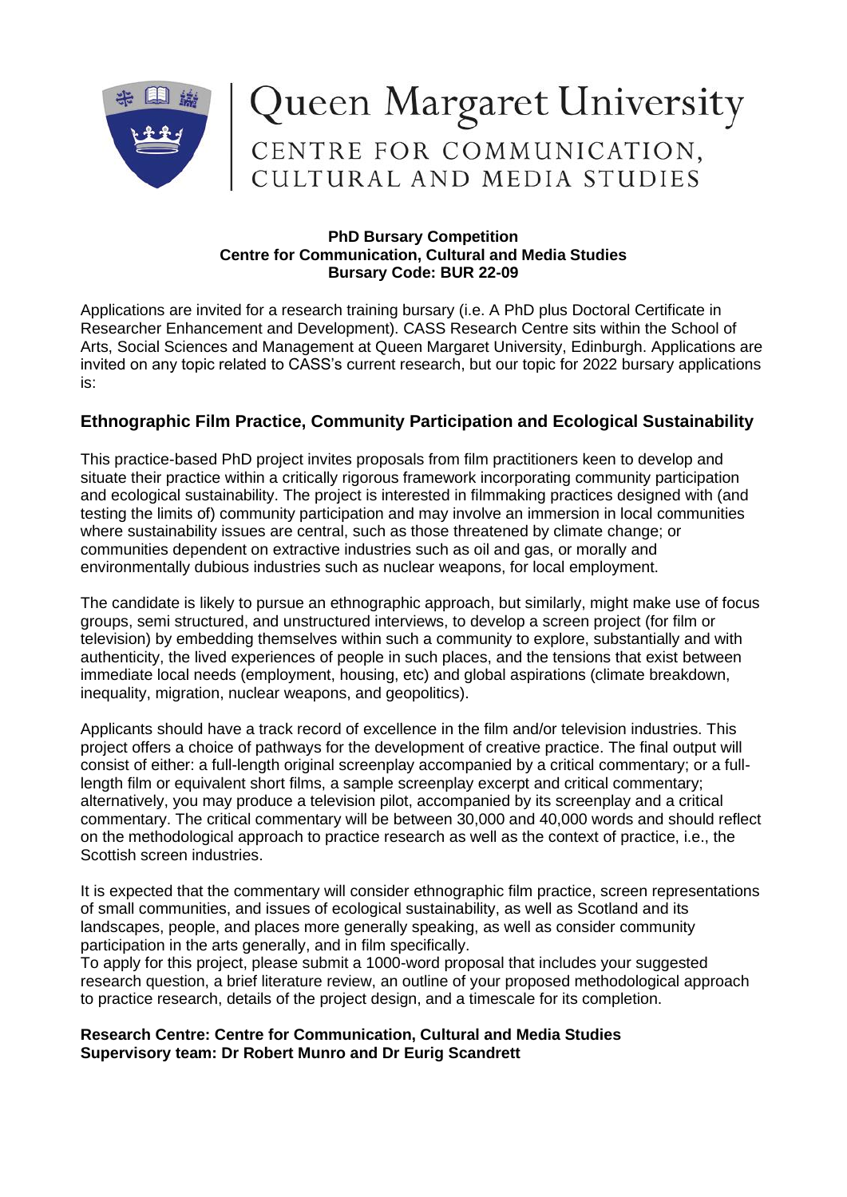# Queen Margaret University

CENTRE FOR COMMUNICATION, CULTURAL AND MEDIA STUDIES

**PhD Bursary Competition**
**Centre for Communication, Cultural and Media Studies**
**Bursary Code: BUR 22-09**

Applications are invited for a research training bursary (i.e. A PhD plus Doctoral Certificate in Researcher Enhancement and Development). CASS Research Centre sits within the School of Arts, Social Sciences and Management at Queen Margaret University, Edinburgh. Applications are invited on any topic related to CASS's current research, but our topic for 2022 bursary applications is:

## Ethnographic Film Practice, Community Participation and Ecological Sustainability

This practice-based PhD project invites proposals from film practitioners keen to develop and situate their practice within a critically rigorous framework incorporating community participation and ecological sustainability. The project is interested in filmmaking practices designed with (and testing the limits of) community participation and may involve an immersion in local communities where sustainability issues are central, such as those threatened by climate change; or communities dependent on extractive industries such as oil and gas, or morally and environmentally dubious industries such as nuclear weapons, for local employment.

The candidate is likely to pursue an ethnographic approach, but similarly, might make use of focus groups, semi structured, and unstructured interviews, to develop a screen project (for film or television) by embedding themselves within such a community to explore, substantially and with authenticity, the lived experiences of people in such places, and the tensions that exist between immediate local needs (employment, housing, etc) and global aspirations (climate breakdown, inequality, migration, nuclear weapons, and geopolitics).

Applicants should have a track record of excellence in the film and/or television industries. This project offers a choice of pathways for the development of creative practice. The final output will consist of either: a full-length original screenplay accompanied by a critical commentary; or a full-length film or equivalent short films, a sample screenplay excerpt and critical commentary; alternatively, you may produce a television pilot, accompanied by its screenplay and a critical commentary. The critical commentary will be between 30,000 and 40,000 words and should reflect on the methodological approach to practice research as well as the context of practice, i.e., the Scottish screen industries.

It is expected that the commentary will consider ethnographic film practice, screen representations of small communities, and issues of ecological sustainability, as well as Scotland and its landscapes, people, and places more generally speaking, as well as consider community participation in the arts generally, and in film specifically.

To apply for this project, please submit a 1000-word proposal that includes your suggested research question, a brief literature review, an outline of your proposed methodological approach to practice research, details of the project design, and a timescale for its completion.

**Research Centre: Centre for Communication, Cultural and Media Studies**
**Supervisory team: Dr Robert Munro and Dr Eurig Scandrett**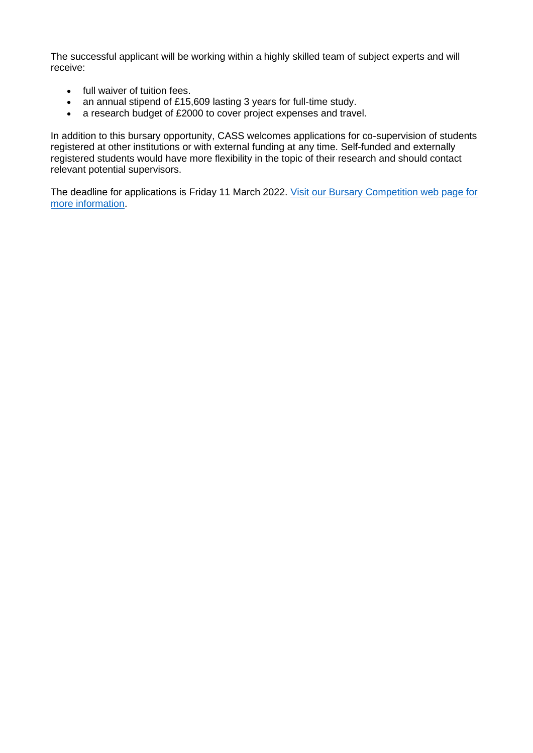The successful applicant will be working within a highly skilled team of subject experts and will receive:

- full waiver of tuition fees.
- an annual stipend of £15,609 lasting 3 years for full-time study.
- a research budget of £2000 to cover project expenses and travel.

In addition to this bursary opportunity, CASS welcomes applications for co-supervision of students registered at other institutions or with external funding at any time. Self-funded and externally registered students would have more flexibility in the topic of their research and should contact relevant potential supervisors.

The deadline for applications is Friday 11 March 2022. Visit our Bursary Competition web page for more information.